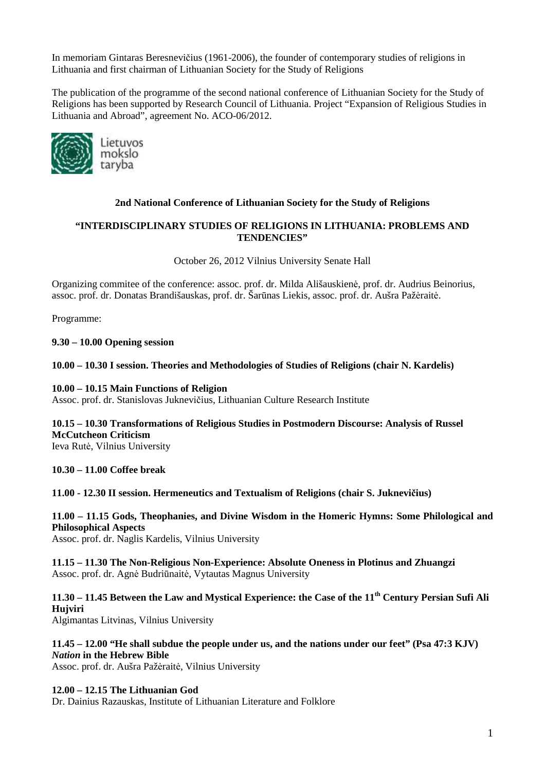In memoriam Gintaras Beresnevičius (1961-2006), the founder of contemporary studies of religions in Lithuania and first chairman of Lithuanian Society for the Study of Religions

The publication of the programme of the second national conference of Lithuanian Society for the Study of Religions has been supported by Research Council of Lithuania. Project "Expansion of Religious Studies in Lithuania and Abroad", agreement No. ACO-06/2012.

Lietuvos mokslo taryba

**2nd National Conference of Lithuanian Society for the Study of Religions**

**"INTERDISCIPLINARY STUDIES OF RELIGIONS IN LITHUANIA: PROBLEMS AND TENDENCIES"**

October 26, 2012 Vilnius University Senate Hall

Organizing commitee of the conference: assoc. prof. dr. Milda Ališauskienė, prof. dr. Audrius Beinorius, assoc. prof. dr. Donatas Brandišauskas, prof. dr. Šarūnas Liekis, assoc. prof. dr. Aušra Pažėraitė.

Programme:

**9.30 – 10.00 Opening session**

**10.00 – 10.30 I session. Theories and Methodologies of Studies of Religions (chair N. Kardelis)**

**10.00 – 10.15 Main Functions of Religion**
Assoc. prof. dr. Stanislovas Juknevičius, Lithuanian Culture Research Institute

**10.15 – 10.30 Transformations of Religious Studies in Postmodern Discourse: Analysis of Russel McCutcheon Criticism**
Ieva Rutė, Vilnius University

**10.30 – 11.00 Coffee break**

**11.00 - 12.30 II session. Hermeneutics and Textualism of Religions (chair S. Juknevičius)**

**11.00 – 11.15 Gods, Theophanies, and Divine Wisdom in the Homeric Hymns: Some Philological and Philosophical Aspects**
Assoc. prof. dr. Naglis Kardelis, Vilnius University

**11.15 – 11.30 The Non-Religious Non-Experience: Absolute Oneness in Plotinus and Zhuangzi**
Assoc. prof. dr. Agnė Budriūnaitė, Vytautas Magnus University

**11.30 – 11.45 Between the Law and Mystical Experience: the Case of the 11th Century Persian Sufi Ali Hujviri**
Algimantas Litvinas, Vilnius University

**11.45 – 12.00 "He shall subdue the people under us, and the nations under our feet" (Psa 47:3 KJV) *Nation* in the Hebrew Bible**
Assoc. prof. dr. Aušra Pažėraitė, Vilnius University

**12.00 – 12.15 The Lithuanian God**
Dr. Dainius Razauskas, Institute of Lithuanian Literature and Folklore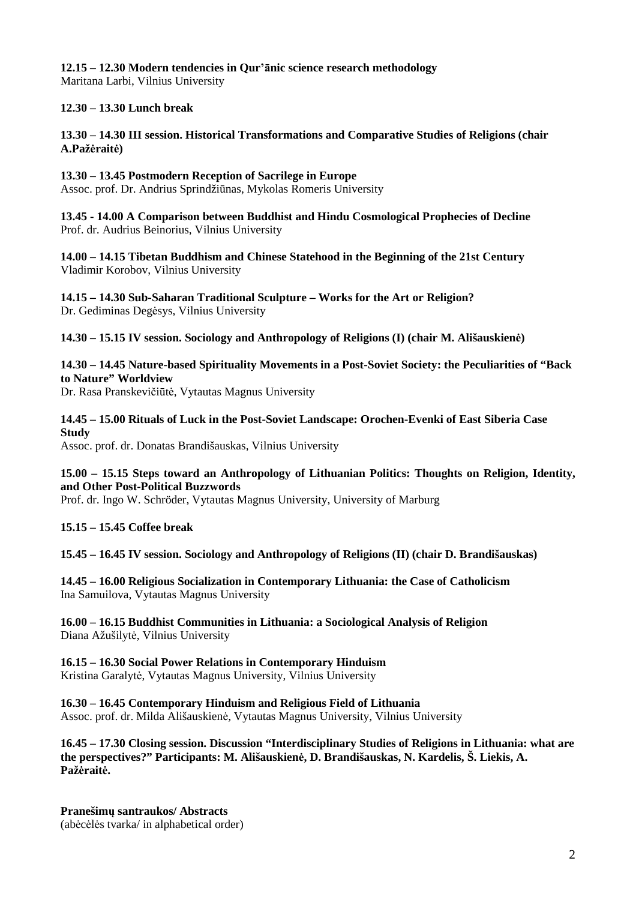**12.15 – 12.30 Modern tendencies in Qur'ānic science research methodology**
Maritana Larbi, Vilnius University

**12.30 – 13.30 Lunch break**

**13.30 – 14.30 III session. Historical Transformations and Comparative Studies of Religions (chair A.Pažėraitė)**

**13.30 – 13.45 Postmodern Reception of Sacrilege in Europe**
Assoc. prof. Dr. Andrius Sprindžiūnas, Mykolas Romeris University

**13.45 - 14.00 A Comparison between Buddhist and Hindu Cosmological Prophecies of Decline**
Prof. dr. Audrius Beinorius, Vilnius University

**14.00 – 14.15 Tibetan Buddhism and Chinese Statehood in the Beginning of the 21st Century**
Vladimir Korobov, Vilnius University

**14.15 – 14.30 Sub-Saharan Traditional Sculpture – Works for the Art or Religion?**
Dr. Gediminas Degėsys, Vilnius University

**14.30 – 15.15 IV session. Sociology and Anthropology of Religions (I) (chair M. Movementsauskienė)**

**14.30 – 14.45 Nature-based Spirituality Movements in a Post-Soviet Society: the Peculiarities of "Back to Nature" Worldview**
Dr. Rasa Pranskevičiūtė, Vytautas Magnus University

**14.45 – 15.00 Rituals of Luck in the Post-Soviet Landscape: Orochen-Evenki of East Siberia Case Study**
Assoc. prof. dr. Donatas Brandišauskas, Vilnius University

**15.00 – 15.15 Steps toward an Anthropology of Lithuanian Politics: Thoughts on Religion, Identity, and Other Post-Political Buzzwords**
Prof. dr. Ingo W. Schröder, Vytautas Magnus University, University of Marburg

**15.15 – 15.45 Coffee break**

**15.45 – 16.45 IV session. Sociology and Anthropology of Religions (II) (chair D. Brandišauskas)**

**14.45 – 16.00 Religious Socialization in Contemporary Lithuania: the Case of Catholicism**
Ina Samuilova, Vytautas Magnus University

**16.00 – 16.15 Buddhist Communities in Lithuania: a Sociological Analysis of Religion**
Diana Ažušilytė, Vilnius University

**16.15 – 16.30 Social Power Relations in Contemporary Hinduism**
Kristina Garalytė, Vytautas Magnus University, Vilnius University

**16.30 – 16.45 Contemporary Hinduism and Religious Field of Lithuania**
Assoc. prof. dr. Milda Ališauskienė, Vytautas Magnus University, Vilnius University

**16.45 – 17.30 Closing session. Discussion "Interdisciplinary Studies of Religions in Lithuania: what are the perspectives?" Participants: M. Ališauskienė, D. Brandišauskas, N. Kardelis, Š. Liekis, A. Pažėraitė.**

**Pranešimų santraukos/ Abstracts**
(abėcėlės tvarka/ in alphabetical order)